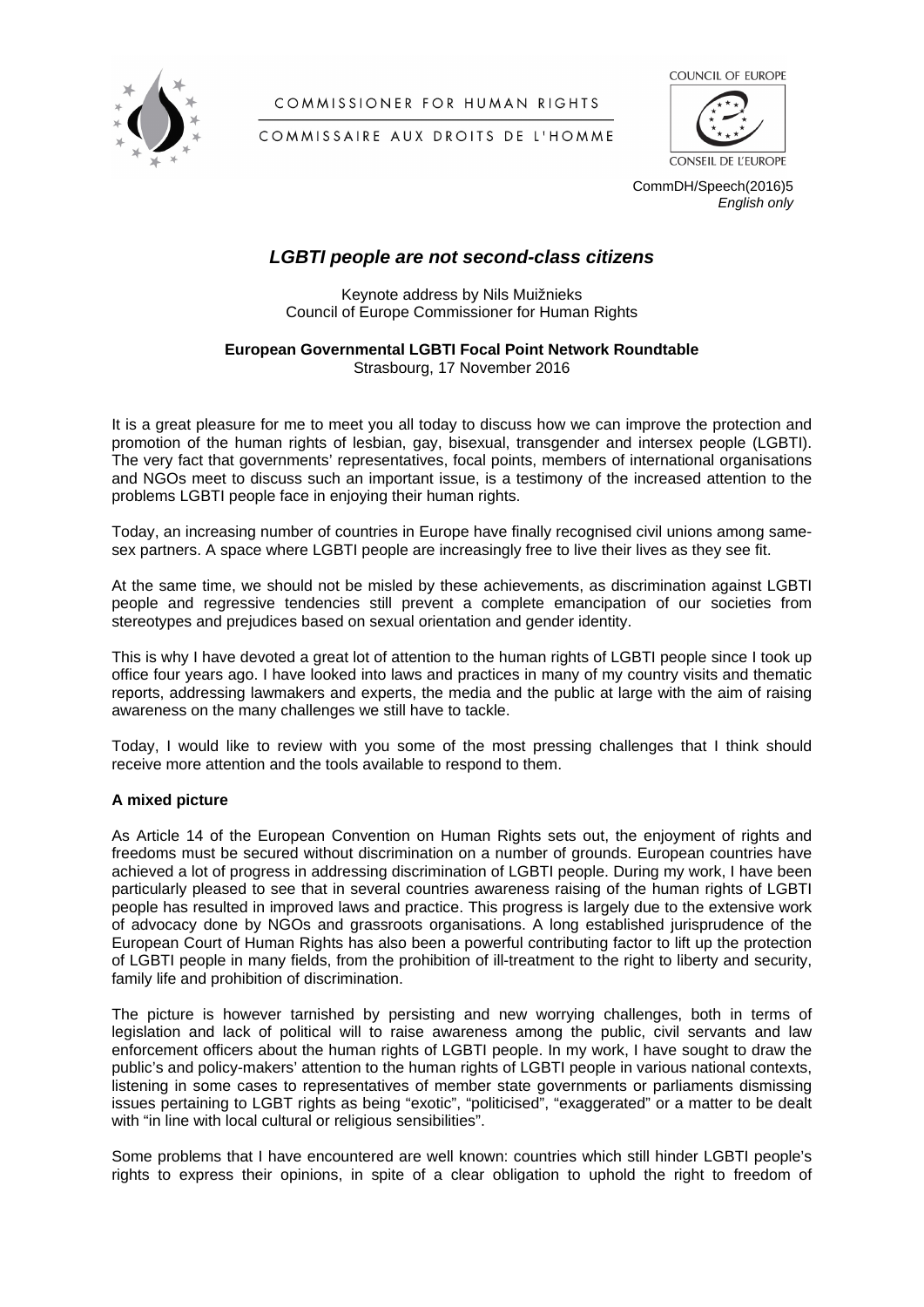COMMISSIONER FOR HUMAN RIGHTS

COMMISSAIRE AUX DROITS DE L'HOMME

COUNCIL OF EUROPE

CONSEIL DE L'EUROPE

CommDH/Speech(2016)5
*English only*

# *LGBTI people are not second-class citizens*

Keynote address by Nils Muižnieks
Council of Europe Commissioner for Human Rights

**European Governmental LGBTI Focal Point Network Roundtable**
Strasbourg, 17 November 2016

It is a great pleasure for me to meet you all today to discuss how we can improve the protection and promotion of the human rights of lesbian, gay, bisexual, transgender and intersex people (LGBTI). The very fact that governments' representatives, focal points, members of international organisations and NGOs meet to discuss such an important issue, is a testimony of the increased attention to the problems LGBTI people face in enjoying their human rights.

Today, an increasing number of countries in Europe have finally recognised civil unions among same-sex partners. A space where LGBTI people are increasingly free to live their lives as they see fit.

At the same time, we should not be misled by these achievements, as discrimination against LGBTI people and regressive tendencies still prevent a complete emancipation of our societies from stereotypes and prejudices based on sexual orientation and gender identity.

This is why I have devoted a great lot of attention to the human rights of LGBTI people since I took up office four years ago. I have looked into laws and practices in many of my country visits and thematic reports, addressing lawmakers and experts, the media and the public at large with the aim of raising awareness on the many challenges we still have to tackle.

Today, I would like to review with you some of the most pressing challenges that I think should receive more attention and the tools available to respond to them.

## A mixed picture

As Article 14 of the European Convention on Human Rights sets out, the enjoyment of rights and freedoms must be secured without discrimination on a number of grounds. European countries have achieved a lot of progress in addressing discrimination of LGBTI people. During my work, I have been particularly pleased to see that in several countries awareness raising of the human rights of LGBTI people has resulted in improved laws and practice. This progress is largely due to the extensive work of advocacy done by NGOs and grassroots organisations. A long established jurisprudence of the European Court of Human Rights has also been a powerful contributing factor to lift up the protection of LGBTI people in many fields, from the prohibition of ill-treatment to the right to liberty and security, family life and prohibition of discrimination.

The picture is however tarnished by persisting and new worrying challenges, both in terms of legislation and lack of political will to raise awareness among the public, civil servants and law enforcement officers about the human rights of LGBTI people. In my work, I have sought to draw the public's and policy-makers' attention to the human rights of LGBTI people in various national contexts, listening in some cases to representatives of member state governments or parliaments dismissing issues pertaining to LGBT rights as being "exotic", "politicised", "exaggerated" or a matter to be dealt with "in line with local cultural or religious sensibilities".

Some problems that I have encountered are well known: countries which still hinder LGBTI people's rights to express their opinions, in spite of a clear obligation to uphold the right to freedom of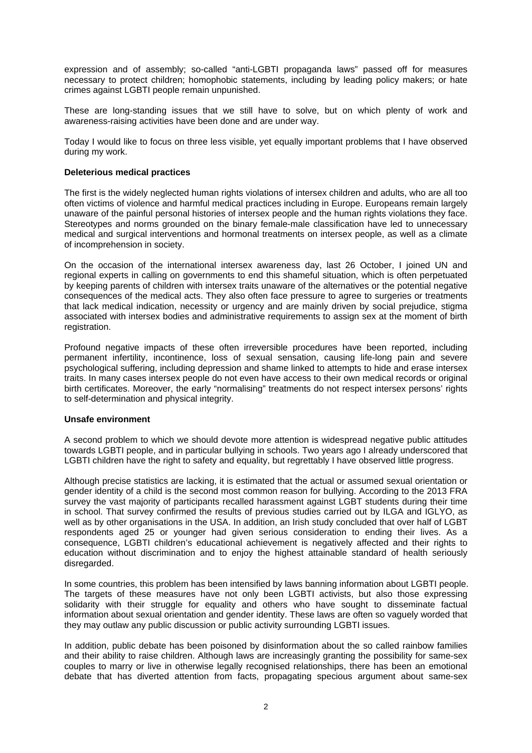expression and of assembly; so-called "anti-LGBTI propaganda laws" passed off for measures necessary to protect children; homophobic statements, including by leading policy makers; or hate crimes against LGBTI people remain unpunished.

These are long-standing issues that we still have to solve, but on which plenty of work and awareness-raising activities have been done and are under way.

Today I would like to focus on three less visible, yet equally important problems that I have observed during my work.

**Deleterious medical practices**

The first is the widely neglected human rights violations of intersex children and adults, who are all too often victims of violence and harmful medical practices including in Europe. Europeans remain largely unaware of the painful personal histories of intersex people and the human rights violations they face. Stereotypes and norms grounded on the binary female-male classification have led to unnecessary medical and surgical interventions and hormonal treatments on intersex people, as well as a climate of incomprehension in society.

On the occasion of the international intersex awareness day, last 26 October, I joined UN and regional experts in calling on governments to end this shameful situation, which is often perpetuated by keeping parents of children with intersex traits unaware of the alternatives or the potential negative consequences of the medical acts. They also often face pressure to agree to surgeries or treatments that lack medical indication, necessity or urgency and are mainly driven by social prejudice, stigma associated with intersex bodies and administrative requirements to assign sex at the moment of birth registration.

Profound negative impacts of these often irreversible procedures have been reported, including permanent infertility, incontinence, loss of sexual sensation, causing life-long pain and severe psychological suffering, including depression and shame linked to attempts to hide and erase intersex traits. In many cases intersex people do not even have access to their own medical records or original birth certificates. Moreover, the early "normalising" treatments do not respect intersex persons' rights to self-determination and physical integrity.

**Unsafe environment**

A second problem to which we should devote more attention is widespread negative public attitudes towards LGBTI people, and in particular bullying in schools. Two years ago I already underscored that LGBTI children have the right to safety and equality, but regrettably I have observed little progress.

Although precise statistics are lacking, it is estimated that the actual or assumed sexual orientation or gender identity of a child is the second most common reason for bullying. According to the 2013 FRA survey the vast majority of participants recalled harassment against LGBT students during their time in school. That survey confirmed the results of previous studies carried out by ILGA and IGLYO, as well as by other organisations in the USA. In addition, an Irish study concluded that over half of LGBT respondents aged 25 or younger had given serious consideration to ending their lives. As a consequence, LGBTI children's educational achievement is negatively affected and their rights to education without discrimination and to enjoy the highest attainable standard of health seriously disregarded.

In some countries, this problem has been intensified by laws banning information about LGBTI people. The targets of these measures have not only been LGBTI activists, but also those expressing solidarity with their struggle for equality and others who have sought to disseminate factual information about sexual orientation and gender identity. These laws are often so vaguely worded that they may outlaw any public discussion or public activity surrounding LGBTI issues.

In addition, public debate has been poisoned by disinformation about the so called rainbow families and their ability to raise children. Although laws are increasingly granting the possibility for same-sex couples to marry or live in otherwise legally recognised relationships, there has been an emotional debate that has diverted attention from facts, propagating specious argument about same-sex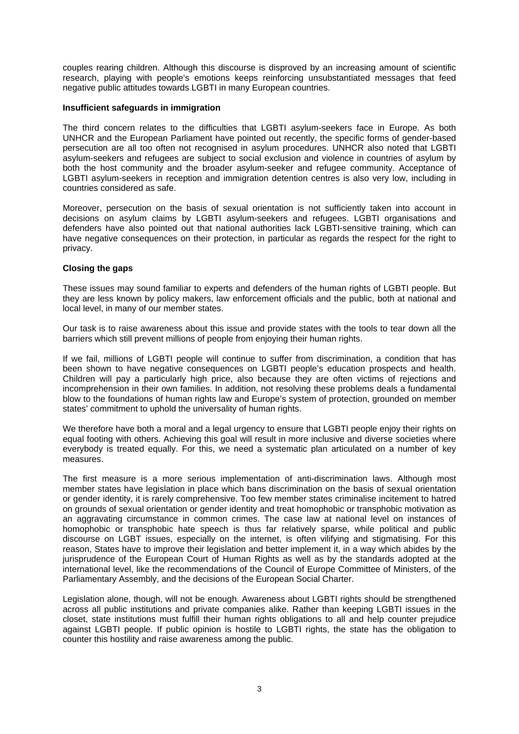couples rearing children. Although this discourse is disproved by an increasing amount of scientific research, playing with people's emotions keeps reinforcing unsubstantiated messages that feed negative public attitudes towards LGBTI in many European countries.

**Insufficient safeguards in immigration**

The third concern relates to the difficulties that LGBTI asylum-seekers face in Europe. As both UNHCR and the European Parliament have pointed out recently, the specific forms of gender-based persecution are all too often not recognised in asylum procedures. UNHCR also noted that LGBTI asylum-seekers and refugees are subject to social exclusion and violence in countries of asylum by both the host community and the broader asylum-seeker and refugee community. Acceptance of LGBTI asylum-seekers in reception and immigration detention centres is also very low, including in countries considered as safe.

Moreover, persecution on the basis of sexual orientation is not sufficiently taken into account in decisions on asylum claims by LGBTI asylum-seekers and refugees. LGBTI organisations and defenders have also pointed out that national authorities lack LGBTI-sensitive training, which can have negative consequences on their protection, in particular as regards the respect for the right to privacy.

**Closing the gaps**

These issues may sound familiar to experts and defenders of the human rights of LGBTI people. But they are less known by policy makers, law enforcement officials and the public, both at national and local level, in many of our member states.

Our task is to raise awareness about this issue and provide states with the tools to tear down all the barriers which still prevent millions of people from enjoying their human rights.

If we fail, millions of LGBTI people will continue to suffer from discrimination, a condition that has been shown to have negative consequences on LGBTI people's education prospects and health. Children will pay a particularly high price, also because they are often victims of rejections and incomprehension in their own families. In addition, not resolving these problems deals a fundamental blow to the foundations of human rights law and Europe's system of protection, grounded on member states' commitment to uphold the universality of human rights.

We therefore have both a moral and a legal urgency to ensure that LGBTI people enjoy their rights on equal footing with others. Achieving this goal will result in more inclusive and diverse societies where everybody is treated equally. For this, we need a systematic plan articulated on a number of key measures.

The first measure is a more serious implementation of anti-discrimination laws. Although most member states have legislation in place which bans discrimination on the basis of sexual orientation or gender identity, it is rarely comprehensive. Too few member states criminalise incitement to hatred on grounds of sexual orientation or gender identity and treat homophobic or transphobic motivation as an aggravating circumstance in common crimes. The case law at national level on instances of homophobic or transphobic hate speech is thus far relatively sparse, while political and public discourse on LGBT issues, especially on the internet, is often vilifying and stigmatising. For this reason, States have to improve their legislation and better implement it, in a way which abides by the jurisprudence of the European Court of Human Rights as well as by the standards adopted at the international level, like the recommendations of the Council of Europe Committee of Ministers, of the Parliamentary Assembly, and the decisions of the European Social Charter.

Legislation alone, though, will not be enough. Awareness about LGBTI rights should be strengthened across all public institutions and private companies alike. Rather than keeping LGBTI issues in the closet, state institutions must fulfill their human rights obligations to all and help counter prejudice against LGBTI people. If public opinion is hostile to LGBTI rights, the state has the obligation to counter this hostility and raise awareness among the public.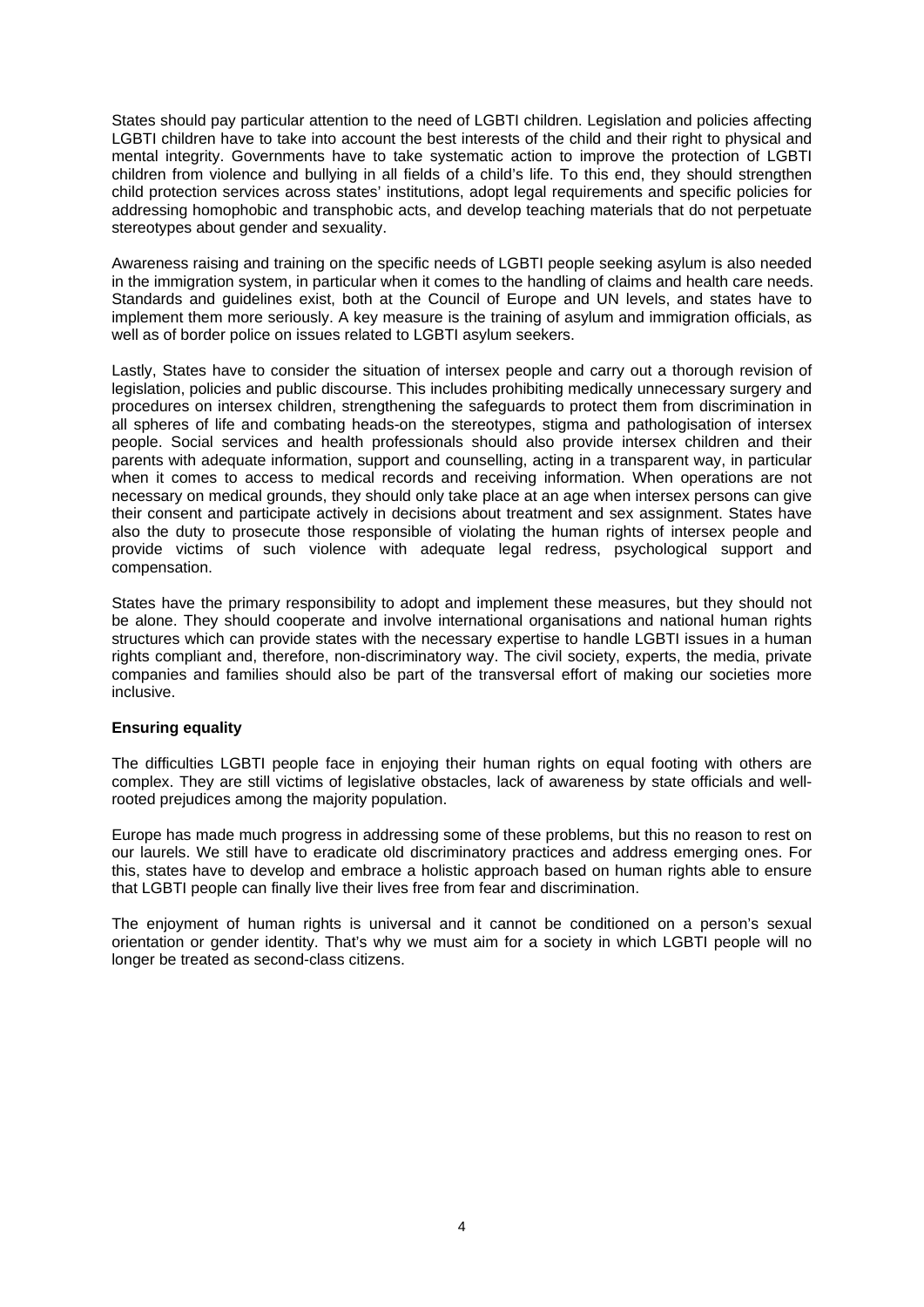States should pay particular attention to the need of LGBTI children. Legislation and policies affecting LGBTI children have to take into account the best interests of the child and their right to physical and mental integrity. Governments have to take systematic action to improve the protection of LGBTI children from violence and bullying in all fields of a child's life. To this end, they should strengthen child protection services across states' institutions, adopt legal requirements and specific policies for addressing homophobic and transphobic acts, and develop teaching materials that do not perpetuate stereotypes about gender and sexuality.

Awareness raising and training on the specific needs of LGBTI people seeking asylum is also needed in the immigration system, in particular when it comes to the handling of claims and health care needs. Standards and guidelines exist, both at the Council of Europe and UN levels, and states have to implement them more seriously. A key measure is the training of asylum and immigration officials, as well as of border police on issues related to LGBTI asylum seekers.

Lastly, States have to consider the situation of intersex people and carry out a thorough revision of legislation, policies and public discourse. This includes prohibiting medically unnecessary surgery and procedures on intersex children, strengthening the safeguards to protect them from discrimination in all spheres of life and combating heads-on the stereotypes, stigma and pathologisation of intersex people. Social services and health professionals should also provide intersex children and their parents with adequate information, support and counselling, acting in a transparent way, in particular when it comes to access to medical records and receiving information. When operations are not necessary on medical grounds, they should only take place at an age when intersex persons can give their consent and participate actively in decisions about treatment and sex assignment. States have also the duty to prosecute those responsible of violating the human rights of intersex people and provide victims of such violence with adequate legal redress, psychological support and compensation.

States have the primary responsibility to adopt and implement these measures, but they should not be alone. They should cooperate and involve international organisations and national human rights structures which can provide states with the necessary expertise to handle LGBTI issues in a human rights compliant and, therefore, non-discriminatory way. The civil society, experts, the media, private companies and families should also be part of the transversal effort of making our societies more inclusive.

**Ensuring equality**

The difficulties LGBTI people face in enjoying their human rights on equal footing with others are complex. They are still victims of legislative obstacles, lack of awareness by state officials and well-rooted prejudices among the majority population.

Europe has made much progress in addressing some of these problems, but this no reason to rest on our laurels. We still have to eradicate old discriminatory practices and address emerging ones. For this, states have to develop and embrace a holistic approach based on human rights able to ensure that LGBTI people can finally live their lives free from fear and discrimination.

The enjoyment of human rights is universal and it cannot be conditioned on a person's sexual orientation or gender identity. That's why we must aim for a society in which LGBTI people will no longer be treated as second-class citizens.